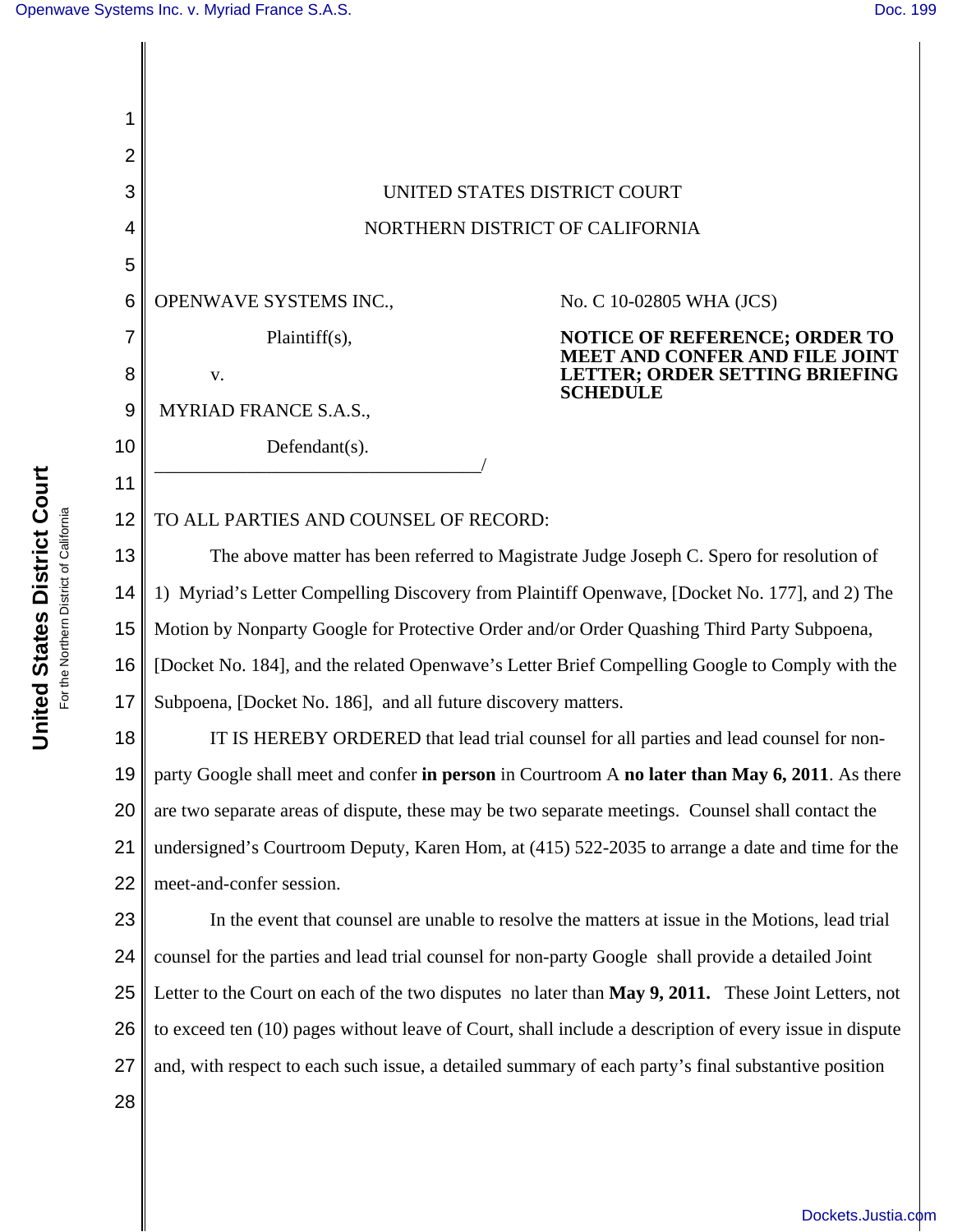UNITED STATES DISTRICT COURT

NORTHERN DISTRICT OF CALIFORNIA

OPENWAVE SYSTEMS INC.,

Plaintiff(s),

v.

MYRIAD FRANCE S.A.S.,

Defendant(s).

No. C 10-02805 WHA (JCS)

**NOTICE OF REFERENCE; ORDER TO MEET AND CONFER AND FILE JOINT LETTER; ORDER SETTING BRIEFING SCHEDULE**

TO ALL PARTIES AND COUNSEL OF RECORD:

The above matter has been referred to Magistrate Judge Joseph C. Spero for resolution of 1) Myriad's Letter Compelling Discovery from Plaintiff Openwave, [Docket No. 177], and 2) The Motion by Nonparty Google for Protective Order and/or Order Quashing Third Party Subpoena, [Docket No. 184], and the related Openwave's Letter Brief Compelling Google to Comply with the Subpoena, [Docket No. 186], and all future discovery matters.

IT IS HEREBY ORDERED that lead trial counsel for all parties and lead counsel for non-party Google shall meet and confer **in person** in Courtroom A **no later than May 6, 2011**. As there are two separate areas of dispute, these may be two separate meetings. Counsel shall contact the undersigned's Courtroom Deputy, Karen Hom, at (415) 522-2035 to arrange a date and time for the meet-and-confer session.

In the event that counsel are unable to resolve the matters at issue in the Motions, lead trial counsel for the parties and lead trial counsel for non-party Google shall provide a detailed Joint Letter to the Court on each of the two disputes no later than **May 9, 2011.** These Joint Letters, not to exceed ten (10) pages without leave of Court, shall include a description of every issue in dispute and, with respect to each such issue, a detailed summary of each party's final substantive position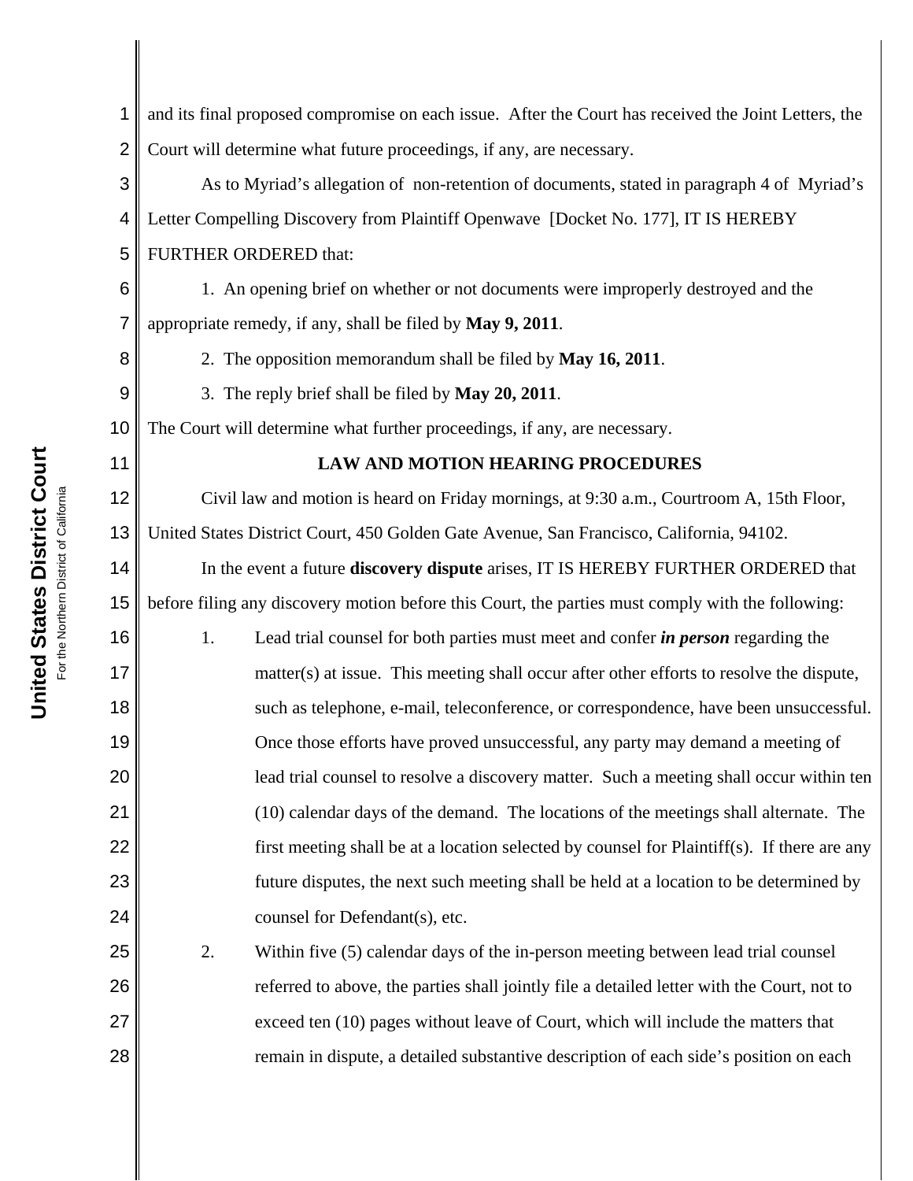and its final proposed compromise on each issue. After the Court has received the Joint Letters, the Court will determine what future proceedings, if any, are necessary.

As to Myriad's allegation of non-retention of documents, stated in paragraph 4 of Myriad's Letter Compelling Discovery from Plaintiff Openwave [Docket No. 177], IT IS HEREBY FURTHER ORDERED that:

1. An opening brief on whether or not documents were improperly destroyed and the appropriate remedy, if any, shall be filed by **May 9, 2011**.

2. The opposition memorandum shall be filed by **May 16, 2011**.

3. The reply brief shall be filed by **May 20, 2011**.

The Court will determine what further proceedings, if any, are necessary.

## LAW AND MOTION HEARING PROCEDURES

Civil law and motion is heard on Friday mornings, at 9:30 a.m., Courtroom A, 15th Floor, United States District Court, 450 Golden Gate Avenue, San Francisco, California, 94102.

In the event a future **discovery dispute** arises, IT IS HEREBY FURTHER ORDERED that before filing any discovery motion before this Court, the parties must comply with the following:

1. Lead trial counsel for both parties must meet and confer ***in person*** regarding the matter(s) at issue. This meeting shall occur after other efforts to resolve the dispute, such as telephone, e-mail, teleconference, or correspondence, have been unsuccessful. Once those efforts have proved unsuccessful, any party may demand a meeting of lead trial counsel to resolve a discovery matter. Such a meeting shall occur within ten (10) calendar days of the demand. The locations of the meetings shall alternate. The first meeting shall be at a location selected by counsel for Plaintiff(s). If there are any future disputes, the next such meeting shall be held at a location to be determined by counsel for Defendant(s), etc.

2. Within five (5) calendar days of the in-person meeting between lead trial counsel referred to above, the parties shall jointly file a detailed letter with the Court, not to exceed ten (10) pages without leave of Court, which will include the matters that remain in dispute, a detailed substantive description of each side's position on each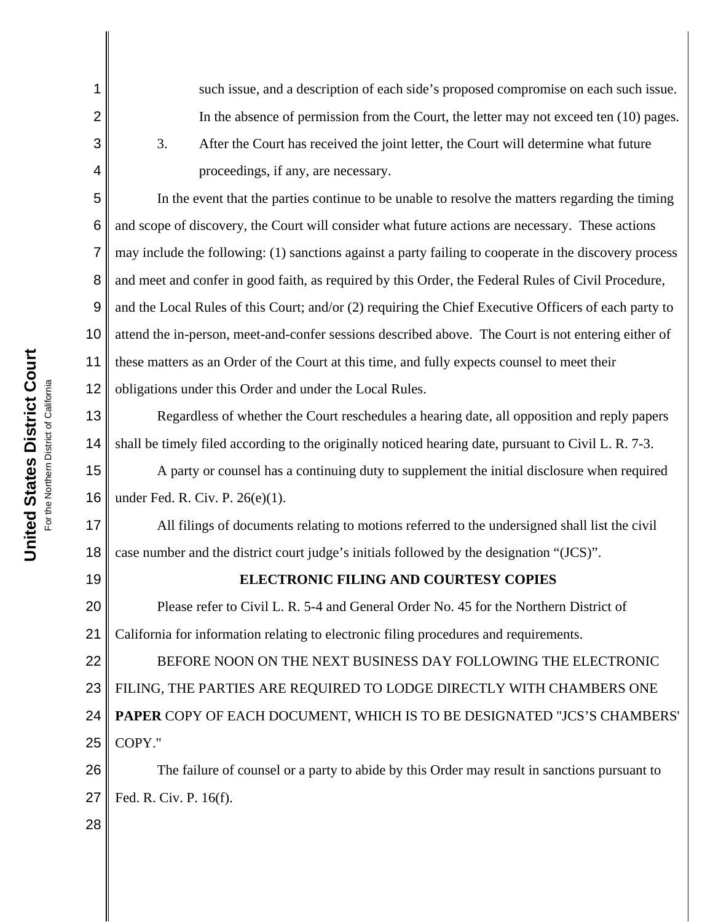such issue, and a description of each side's proposed compromise on each such issue. In the absence of permission from the Court, the letter may not exceed ten (10) pages.

3. After the Court has received the joint letter, the Court will determine what future proceedings, if any, are necessary.

In the event that the parties continue to be unable to resolve the matters regarding the timing and scope of discovery, the Court will consider what future actions are necessary. These actions may include the following: (1) sanctions against a party failing to cooperate in the discovery process and meet and confer in good faith, as required by this Order, the Federal Rules of Civil Procedure, and the Local Rules of this Court; and/or (2) requiring the Chief Executive Officers of each party to attend the in-person, meet-and-confer sessions described above. The Court is not entering either of these matters as an Order of the Court at this time, and fully expects counsel to meet their obligations under this Order and under the Local Rules.

Regardless of whether the Court reschedules a hearing date, all opposition and reply papers shall be timely filed according to the originally noticed hearing date, pursuant to Civil L. R. 7-3.

A party or counsel has a continuing duty to supplement the initial disclosure when required under Fed. R. Civ. P. 26(e)(1).

All filings of documents relating to motions referred to the undersigned shall list the civil case number and the district court judge's initials followed by the designation "(JCS)".

## ELECTRONIC FILING AND COURTESY COPIES

Please refer to Civil L. R. 5-4 and General Order No. 45 for the Northern District of California for information relating to electronic filing procedures and requirements.

BEFORE NOON ON THE NEXT BUSINESS DAY FOLLOWING THE ELECTRONIC FILING, THE PARTIES ARE REQUIRED TO LODGE DIRECTLY WITH CHAMBERS ONE **PAPER** COPY OF EACH DOCUMENT, WHICH IS TO BE DESIGNATED "JCS'S CHAMBERS' COPY."

The failure of counsel or a party to abide by this Order may result in sanctions pursuant to Fed. R. Civ. P. 16(f).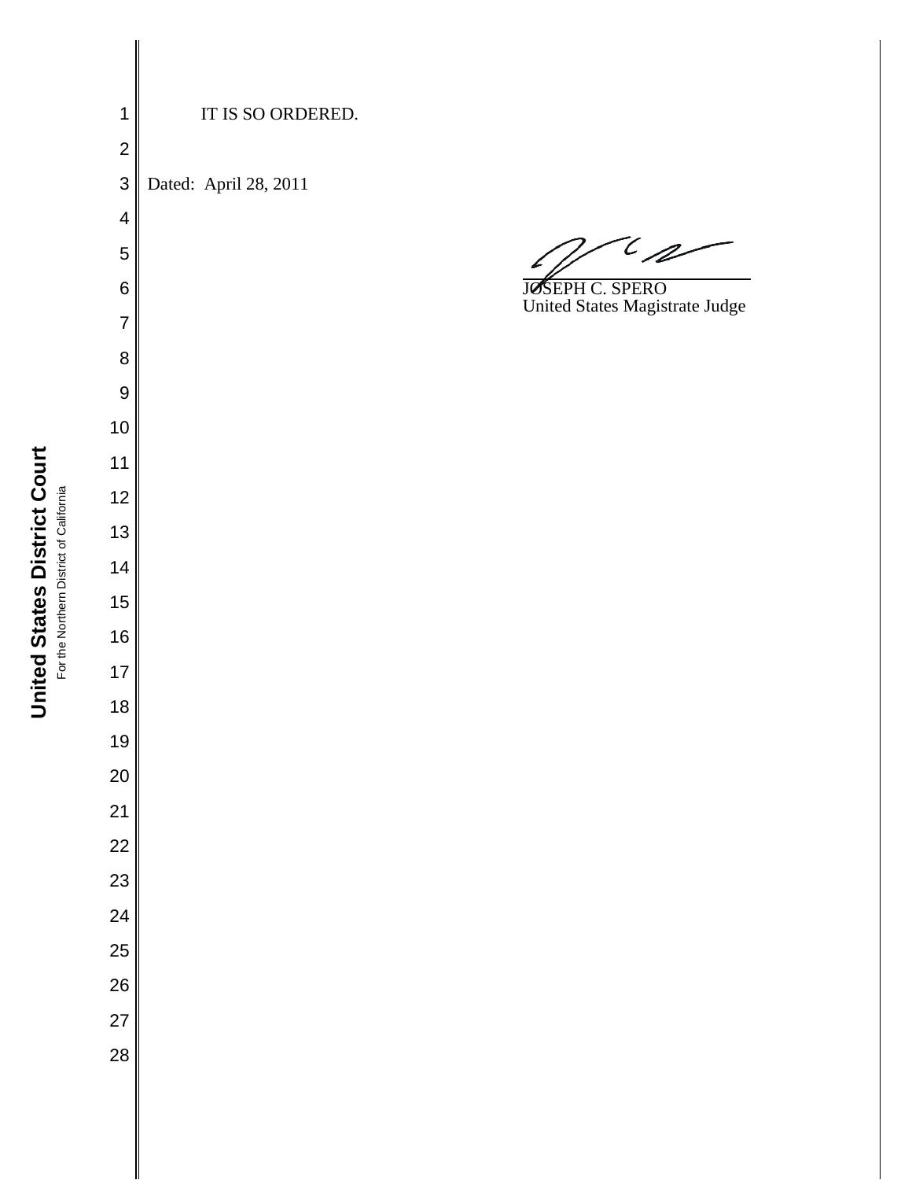IT IS SO ORDERED.

Dated: April 28, 2011

JOSEPH C. SPERO
United States Magistrate Judge